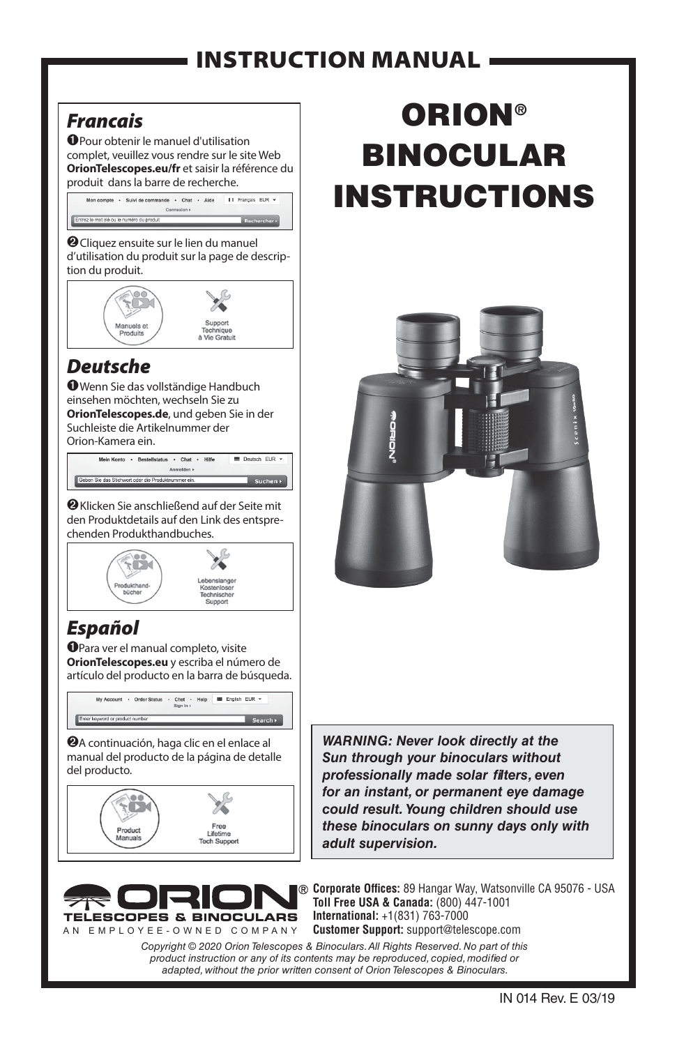# INSTRUCTION MANUAL

# ORION® BINOCULAR INSTRUCTIONS

## Francais

❶Pour obtenir le manuel d'utilisation complet, veuillez vous rendre sur le site Web **OrionTelescopes.eu/fr** et saisir la référence du produit dans la barre de recherche.

Mon compte • Suivi de commande • Chat • Aide | Français EUR
Connexion
Entrez le mot clé ou le numéro du produit | Rechercher

❷Cliquez ensuite sur le lien du manuel d'utilisation du produit sur la page de description du produit.

Manuels et Produits | Support Technique à Vie Gratuit

## Deutsche

❶Wenn Sie das vollständige Handbuch einsehen möchten, wechseln Sie zu **OrionTelescopes.de**, und geben Sie in der Suchleiste die Artikelnummer der Orion-Kamera ein.

Mein Konto • Bestellstatus • Chat • Hilfe | Deutsch EUR
Anmelden
Geben Sie das Stichwort oder die Produktnummer ein. | Suchen

❷Klicken Sie anschließend auf der Seite mit den Produktdetails auf den Link des entsprechenden Produkthandbuches.

Produkthandbücher | Lebenslanger Kostenloser Technischer Support

## Español

❶Para ver el manual completo, visite **OrionTelescopes.eu** y escriba el número de artículo del producto en la barra de búsqueda.

My Account • Order Status • Chat • Help | English EUR
Sign In
Enter keyword or product number | Search

❷A continuación, haga clic en el enlace al manual del producto de la página de detalle del producto.

Product Manuals | Free Lifetime Tech Support

***WARNING: Never look directly at the Sun through your binoculars without professionally made solar filters, even for an instant, or permanent eye damage could result. Young children should use these binoculars on sunny days only with adult supervision.***

ORION® TELESCOPES & BINOCULARS
AN EMPLOYEE-OWNED COMPANY

**Corporate Offices:** 89 Hangar Way, Watsonville CA 95076 - USA
**Toll Free USA & Canada:** (800) 447-1001
**International:** +1(831) 763-7000
**Customer Support:** support@telescope.com

*Copyright © 2020 Orion Telescopes & Binoculars. All Rights Reserved. No part of this product instruction or any of its contents may be reproduced, copied, modified or adapted, without the prior written consent of Orion Telescopes & Binoculars.*

IN 014 Rev. E 03/19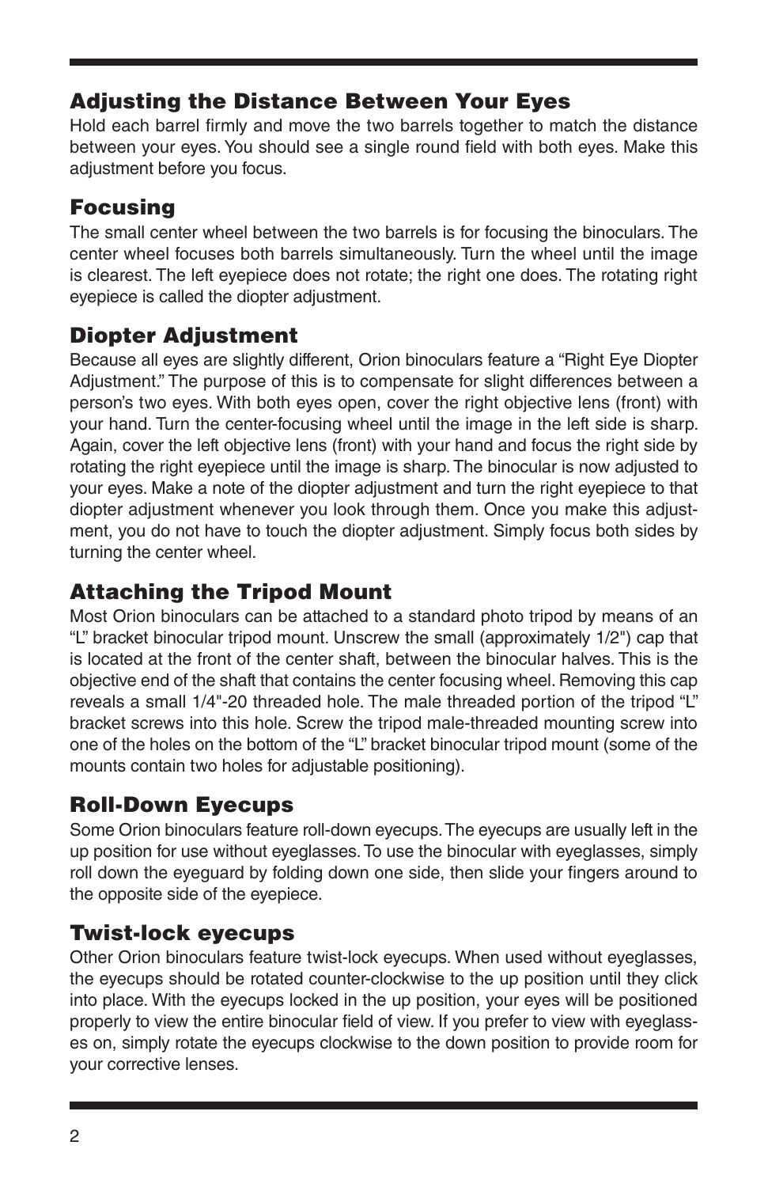## Adjusting the Distance Between Your Eyes

Hold each barrel firmly and move the two barrels together to match the distance between your eyes. You should see a single round field with both eyes. Make this adjustment before you focus.

## Focusing

The small center wheel between the two barrels is for focusing the binoculars. The center wheel focuses both barrels simultaneously. Turn the wheel until the image is clearest. The left eyepiece does not rotate; the right one does. The rotating right eyepiece is called the diopter adjustment.

## Diopter Adjustment

Because all eyes are slightly different, Orion binoculars feature a "Right Eye Diopter Adjustment." The purpose of this is to compensate for slight differences between a person's two eyes. With both eyes open, cover the right objective lens (front) with your hand. Turn the center-focusing wheel until the image in the left side is sharp. Again, cover the left objective lens (front) with your hand and focus the right side by rotating the right eyepiece until the image is sharp. The binocular is now adjusted to your eyes. Make a note of the diopter adjustment and turn the right eyepiece to that diopter adjustment whenever you look through them. Once you make this adjustment, you do not have to touch the diopter adjustment. Simply focus both sides by turning the center wheel.

## Attaching the Tripod Mount

Most Orion binoculars can be attached to a standard photo tripod by means of an "L" bracket binocular tripod mount. Unscrew the small (approximately 1/2") cap that is located at the front of the center shaft, between the binocular halves. This is the objective end of the shaft that contains the center focusing wheel. Removing this cap reveals a small 1/4"-20 threaded hole. The male threaded portion of the tripod "L" bracket screws into this hole. Screw the tripod male-threaded mounting screw into one of the holes on the bottom of the "L" bracket binocular tripod mount (some of the mounts contain two holes for adjustable positioning).

## Roll-Down Eyecups

Some Orion binoculars feature roll-down eyecups. The eyecups are usually left in the up position for use without eyeglasses. To use the binocular with eyeglasses, simply roll down the eyeguard by folding down one side, then slide your fingers around to the opposite side of the eyepiece.

## Twist-lock eyecups

Other Orion binoculars feature twist-lock eyecups. When used without eyeglasses, the eyecups should be rotated counter-clockwise to the up position until they click into place. With the eyecups locked in the up position, your eyes will be positioned properly to view the entire binocular field of view. If you prefer to view with eyeglasses on, simply rotate the eyecups clockwise to the down position to provide room for your corrective lenses.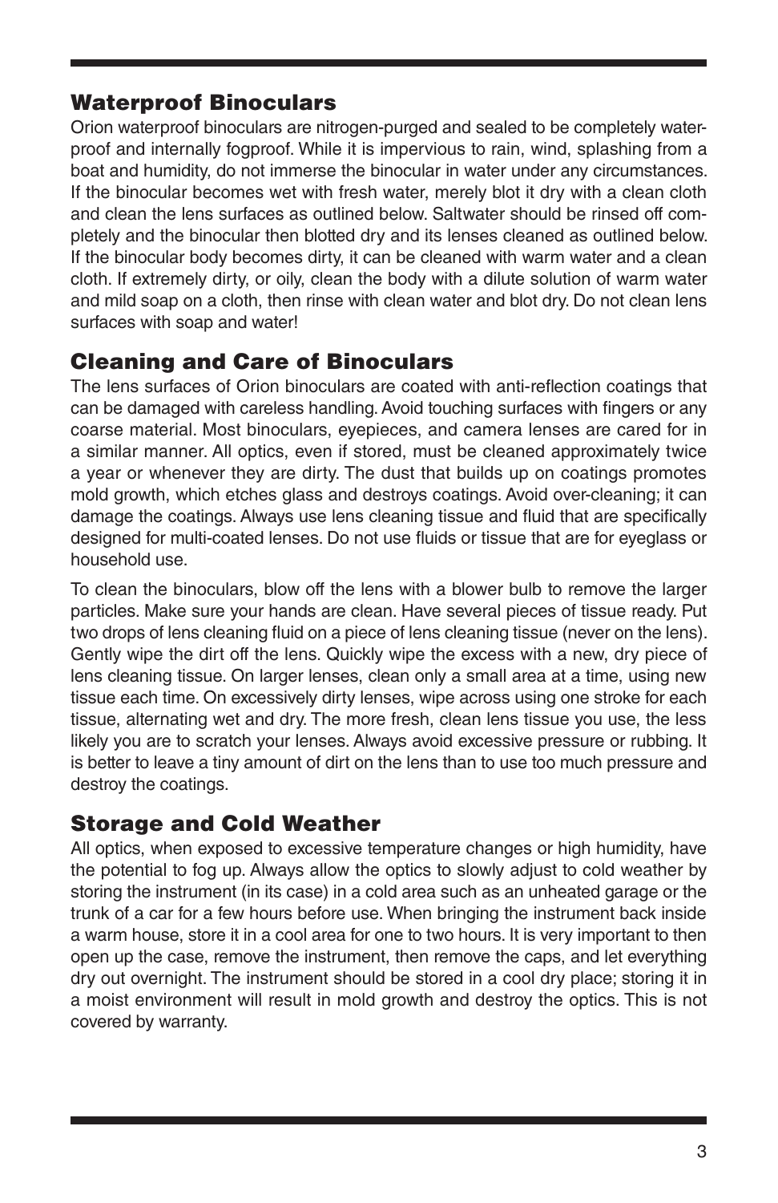## Waterproof Binoculars

Orion waterproof binoculars are nitrogen-purged and sealed to be completely waterproof and internally fogproof. While it is impervious to rain, wind, splashing from a boat and humidity, do not immerse the binocular in water under any circumstances. If the binocular becomes wet with fresh water, merely blot it dry with a clean cloth and clean the lens surfaces as outlined below. Saltwater should be rinsed off completely and the binocular then blotted dry and its lenses cleaned as outlined below. If the binocular body becomes dirty, it can be cleaned with warm water and a clean cloth. If extremely dirty, or oily, clean the body with a dilute solution of warm water and mild soap on a cloth, then rinse with clean water and blot dry. Do not clean lens surfaces with soap and water!

## Cleaning and Care of Binoculars

The lens surfaces of Orion binoculars are coated with anti-reflection coatings that can be damaged with careless handling. Avoid touching surfaces with fingers or any coarse material. Most binoculars, eyepieces, and camera lenses are cared for in a similar manner. All optics, even if stored, must be cleaned approximately twice a year or whenever they are dirty. The dust that builds up on coatings promotes mold growth, which etches glass and destroys coatings. Avoid over-cleaning; it can damage the coatings. Always use lens cleaning tissue and fluid that are specifically designed for multi-coated lenses. Do not use fluids or tissue that are for eyeglass or household use.

To clean the binoculars, blow off the lens with a blower bulb to remove the larger particles. Make sure your hands are clean. Have several pieces of tissue ready. Put two drops of lens cleaning fluid on a piece of lens cleaning tissue (never on the lens). Gently wipe the dirt off the lens. Quickly wipe the excess with a new, dry piece of lens cleaning tissue. On larger lenses, clean only a small area at a time, using new tissue each time. On excessively dirty lenses, wipe across using one stroke for each tissue, alternating wet and dry. The more fresh, clean lens tissue you use, the less likely you are to scratch your lenses. Always avoid excessive pressure or rubbing. It is better to leave a tiny amount of dirt on the lens than to use too much pressure and destroy the coatings.

## Storage and Cold Weather

All optics, when exposed to excessive temperature changes or high humidity, have the potential to fog up. Always allow the optics to slowly adjust to cold weather by storing the instrument (in its case) in a cold area such as an unheated garage or the trunk of a car for a few hours before use. When bringing the instrument back inside a warm house, store it in a cool area for one to two hours. It is very important to then open up the case, remove the instrument, then remove the caps, and let everything dry out overnight. The instrument should be stored in a cool dry place; storing it in a moist environment will result in mold growth and destroy the optics. This is not covered by warranty.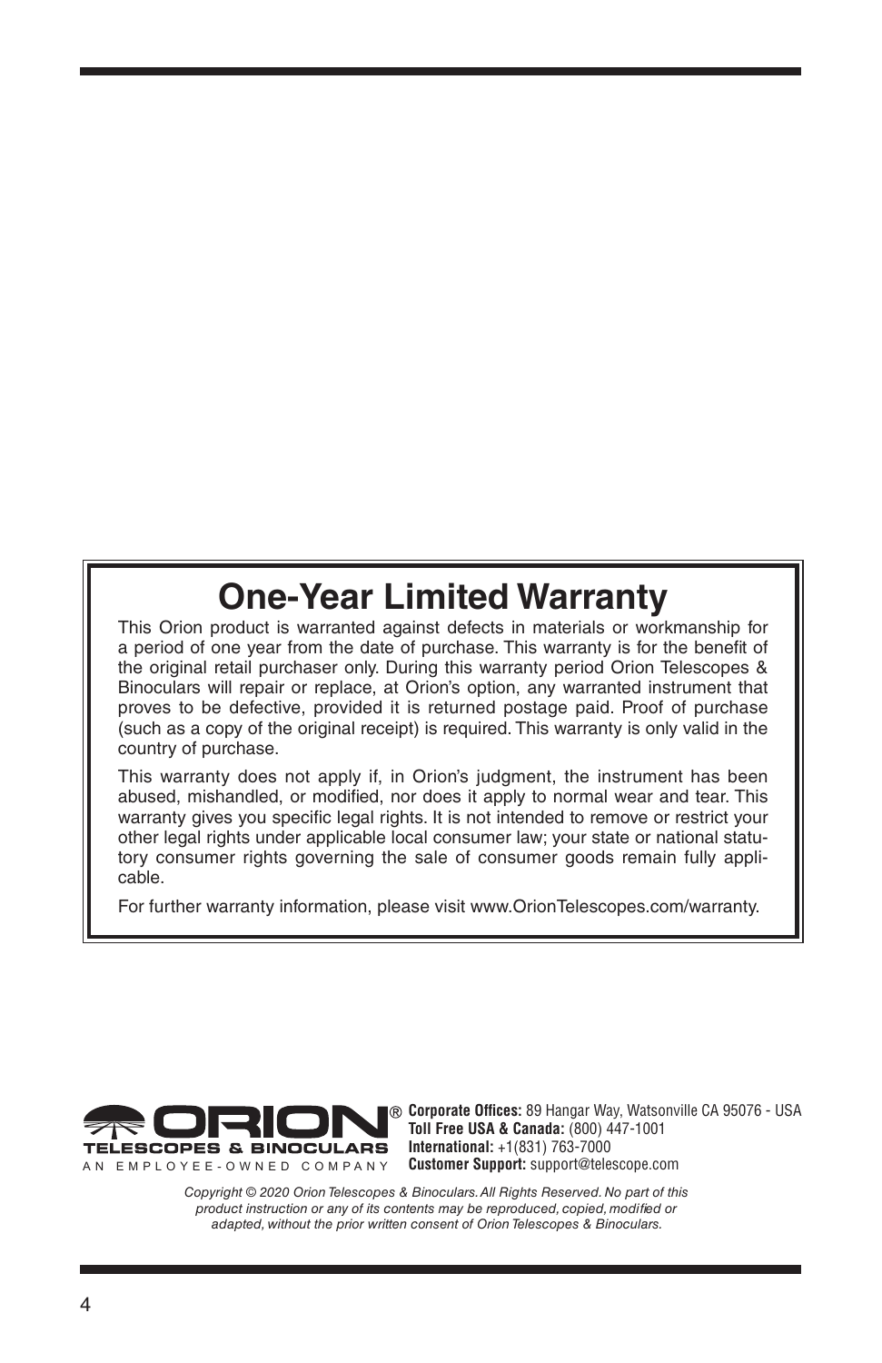# One-Year Limited Warranty

This Orion product is warranted against defects in materials or workmanship for a period of one year from the date of purchase. This warranty is for the benefit of the original retail purchaser only. During this warranty period Orion Telescopes & Binoculars will repair or replace, at Orion's option, any warranted instrument that proves to be defective, provided it is returned postage paid. Proof of purchase (such as a copy of the original receipt) is required. This warranty is only valid in the country of purchase.

This warranty does not apply if, in Orion's judgment, the instrument has been abused, mishandled, or modified, nor does it apply to normal wear and tear. This warranty gives you specific legal rights. It is not intended to remove or restrict your other legal rights under applicable local consumer law; your state or national statutory consumer rights governing the sale of consumer goods remain fully applicable.

For further warranty information, please visit www.OrionTelescopes.com/warranty.

ORION® TELESCOPES & BINOCULARS
AN EMPLOYEE-OWNED COMPANY

**Corporate Offices:** 89 Hangar Way, Watsonville CA 95076 - USA
**Toll Free USA & Canada:** (800) 447-1001
**International:** +1(831) 763-7000
**Customer Support:** support@telescope.com

*Copyright © 2020 Orion Telescopes & Binoculars. All Rights Reserved. No part of this product instruction or any of its contents may be reproduced, copied, modified or adapted, without the prior written consent of Orion Telescopes & Binoculars.*